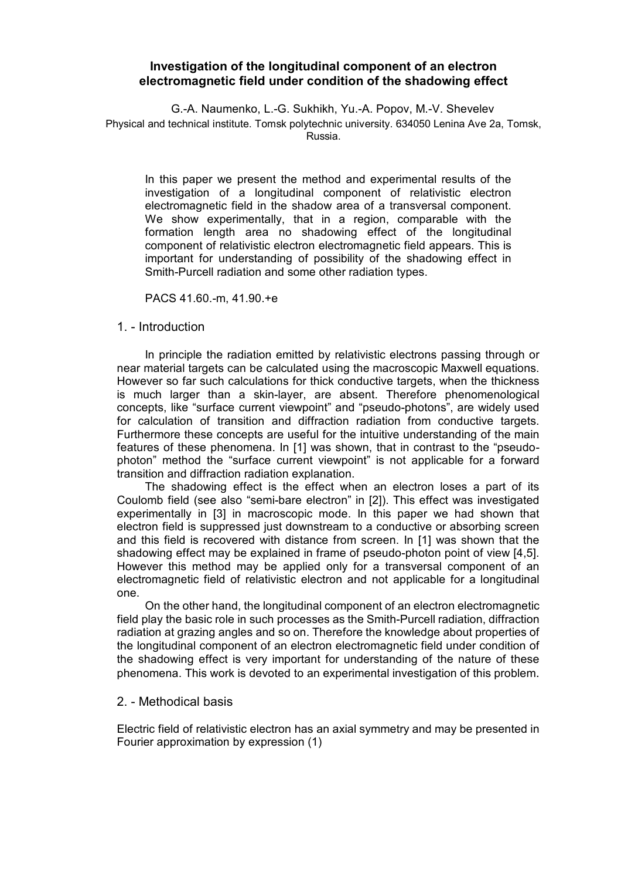# Investigation of the longitudinal component of an electron electromagnetic field under condition of the shadowing effect

G.-A. Naumenko, L.-G. Sukhikh, Yu.-A. Popov, M.-V. Shevelev

Physical and technical institute. Tomsk polytechnic university. 634050 Lenina Ave 2a, Tomsk, Russia.

In this paper we present the method and experimental results of the investigation of a longitudinal component of relativistic electron electromagnetic field in the shadow area of a transversal component. We show experimentally, that in a region, comparable with the formation length area no shadowing effect of the longitudinal component of relativistic electron electromagnetic field appears. This is important for understanding of possibility of the shadowing effect in Smith-Purcell radiation and some other radiation types.

PACS 41.60.-m, 41.90.+e

## 1. - Introduction

In principle the radiation emitted by relativistic electrons passing through or near material targets can be calculated using the macroscopic Maxwell equations. However so far such calculations for thick conductive targets, when the thickness is much larger than a skin-layer, are absent. Therefore phenomenological concepts, like "surface current viewpoint" and "pseudo-photons", are widely used for calculation of transition and diffraction radiation from conductive targets. Furthermore these concepts are useful for the intuitive understanding of the main features of these phenomena. In [1] was shown, that in contrast to the "pseudo-photon" method the "surface current viewpoint" is not applicable for a forward transition and diffraction radiation explanation.

The shadowing effect is the effect when an electron loses a part of its Coulomb field (see also "semi-bare electron" in [2]). This effect was investigated experimentally in [3] in macroscopic mode. In this paper we had shown that electron field is suppressed just downstream to a conductive or absorbing screen and this field is recovered with distance from screen. In [1] was shown that the shadowing effect may be explained in frame of pseudo-photon point of view [4,5]. However this method may be applied only for a transversal component of an electromagnetic field of relativistic electron and not applicable for a longitudinal one.

On the other hand, the longitudinal component of an electron electromagnetic field play the basic role in such processes as the Smith-Purcell radiation, diffraction radiation at grazing angles and so on. Therefore the knowledge about properties of the longitudinal component of an electron electromagnetic field under condition of the shadowing effect is very important for understanding of the nature of these phenomena. This work is devoted to an experimental investigation of this problem.

## 2. - Methodical basis

Electric field of relativistic electron has an axial symmetry and may be presented in Fourier approximation by expression (1)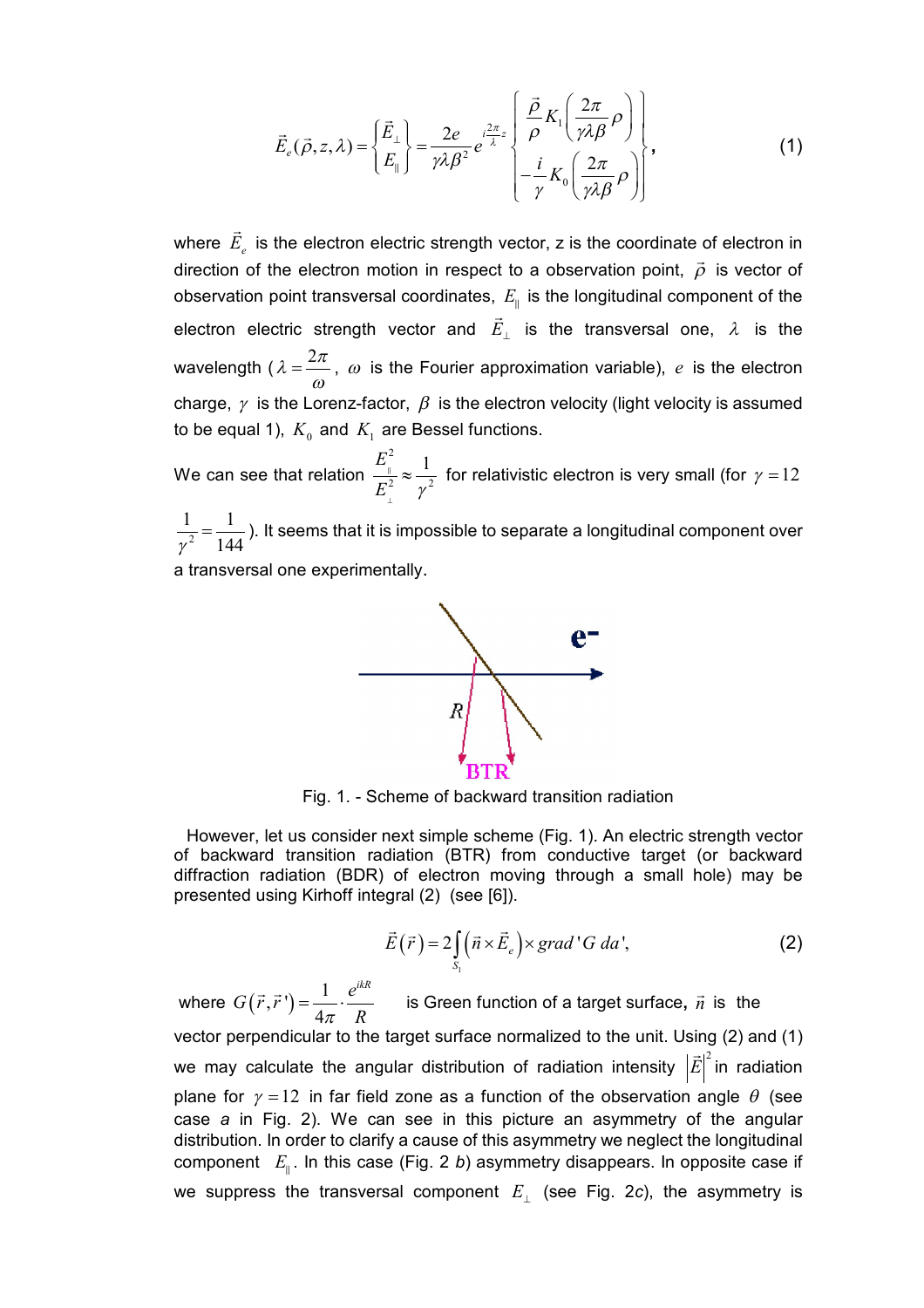$$\vec{E}_e(\vec{\rho},z,\lambda)=\begin{Bmatrix}\vec{E}_\perp\\ E_\parallel\end{Bmatrix}=\frac{2e}{\gamma\lambda\beta^2}e^{i\frac{2\pi}{\lambda}z}\begin{Bmatrix}\dfrac{\vec{\rho}}{\rho}K_1\left(\dfrac{2\pi}{\gamma\lambda\beta}\rho\right)\\ -\dfrac{i}{\gamma}K_0\left(\dfrac{2\pi}{\gamma\lambda\beta}\rho\right)\end{Bmatrix}, \tag{1}$$

where $\vec{E}_e$ is the electron electric strength vector, z is the coordinate of electron in direction of the electron motion in respect to a observation point, $\vec{\rho}$ is vector of observation point transversal coordinates, $E_\parallel$ is the longitudinal component of the electron electric strength vector and $\vec{E}_\perp$ is the transversal one, $\lambda$ is the wavelength ($\lambda=\frac{2\pi}{\omega}$, $\omega$ is the Fourier approximation variable), $e$ is the electron charge, $\gamma$ is the Lorenz-factor, $\beta$ is the electron velocity (light velocity is assumed to be equal 1), $K_0$ and $K_1$ are Bessel functions.

We can see that relation $\frac{E_\parallel^2}{E_\perp^2}\approx\frac{1}{\gamma^2}$ for relativistic electron is very small (for $\gamma=12$ $\frac{1}{\gamma^2}=\frac{1}{144}$). It seems that it is impossible to separate a longitudinal component over a transversal one experimentally.

Fig. 1. - Scheme of backward transition radiation

However, let us consider next simple scheme (Fig. 1). An electric strength vector of backward transition radiation (BTR) from conductive target (or backward diffraction radiation (BDR) of electron moving through a small hole) may be presented using Kirhoff integral (2) (see [6]).

$$\vec{E}(\vec{r})=2\int_{S_1}\left(\vec{n}\times\vec{E}_e\right)\times grad' G\, da', \tag{2}$$

where $G(\vec{r},\vec{r}')=\frac{1}{4\pi}\cdot\frac{e^{ikR}}{R}$ is Green function of a target surface, $\vec{n}$ is the vector perpendicular to the target surface normalized to the unit. Using (2) and (1) we may calculate the angular distribution of radiation intensity $\left|\vec{E}\right|^2$ in radiation plane for $\gamma=12$ in far field zone as a function of the observation angle $\theta$ (see case *a* in Fig. 2). We can see in this picture an asymmetry of the angular distribution. In order to clarify a cause of this asymmetry we neglect the longitudinal component $E_\parallel$. In this case (Fig. 2 *b*) asymmetry disappears. In opposite case if we suppress the transversal component $E_\perp$ (see Fig. 2*c*), the asymmetry is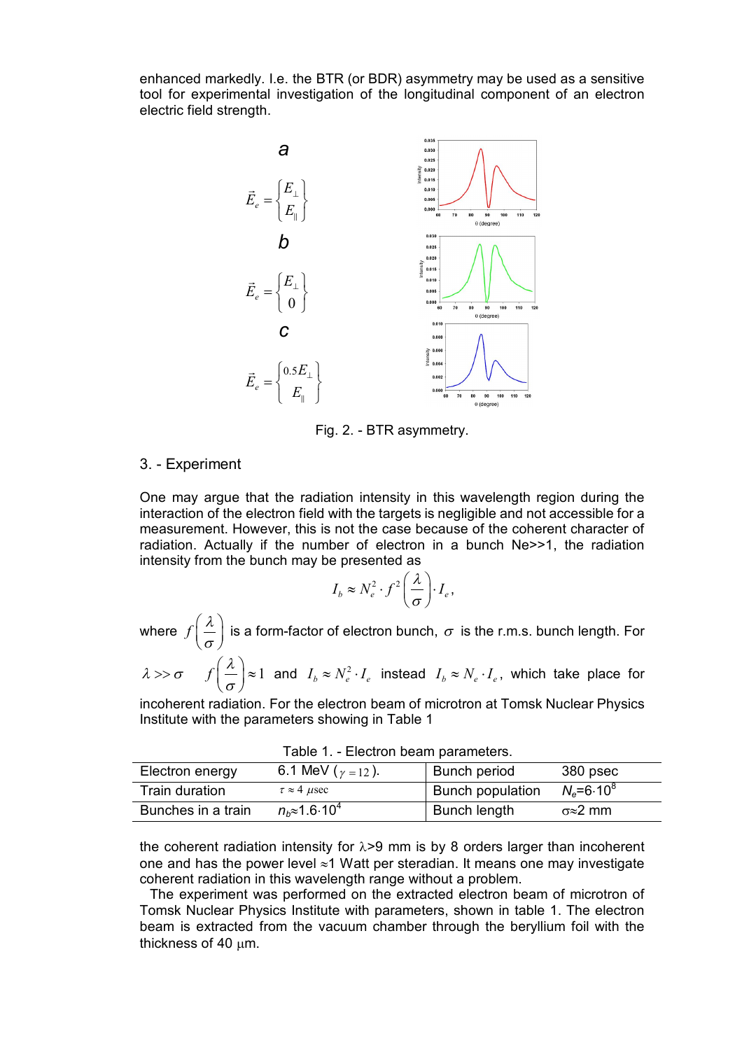enhanced markedly. I.e. the BTR (or BDR) asymmetry may be used as a sensitive tool for experimental investigation of the longitudinal component of an electron electric field strength.

*a*

$$\vec{E}_e = \begin{Bmatrix} E_\perp \\ E_\parallel \end{Bmatrix}$$

*b*

$$\vec{E}_e = \begin{Bmatrix} E_\perp \\ 0 \end{Bmatrix}$$

*c*

$$\vec{E}_e = \begin{Bmatrix} 0.5E_\perp \\ E_\parallel \end{Bmatrix}$$

Fig. 2. - BTR asymmetry.

## 3. - Experiment

One may argue that the radiation intensity in this wavelength region during the interaction of the electron field with the targets is negligible and not accessible for a measurement. However, this is not the case because of the coherent character of radiation. Actually if the number of electron in a bunch Ne>>1, the radiation intensity from the bunch may be presented as

$$I_b \approx N_e^2 \cdot f^2\left(\frac{\lambda}{\sigma}\right) \cdot I_e,$$

where $f\left(\frac{\lambda}{\sigma}\right)$ is a form-factor of electron bunch, $\sigma$ is the r.m.s. bunch length. For $\lambda >> \sigma$ $f\left(\frac{\lambda}{\sigma}\right) \approx 1$ and $I_b \approx N_e^2 \cdot I_e$ instead $I_b \approx N_e \cdot I_e$, which take place for incoherent radiation. For the electron beam of microtron at Tomsk Nuclear Physics Institute with the parameters showing in Table 1

Table 1. - Electron beam parameters.

| | | | |
|---|---|---|---|
| Electron energy | 6.1 MeV ($\gamma = 12$). | Bunch period | 380 psec |
| Train duration | $\tau \approx 4$ $\mu$sec | Bunch population | $N_e$=6·10$^8$ |
| Bunches in a train | $n_b$≈1.6·10$^4$ | Bunch length | σ≈2 mm |

the coherent radiation intensity for λ>9 mm is by 8 orders larger than incoherent one and has the power level ≈1 Watt per steradian. It means one may investigate coherent radiation in this wavelength range without a problem.

The experiment was performed on the extracted electron beam of microtron of Tomsk Nuclear Physics Institute with parameters, shown in table 1. The electron beam is extracted from the vacuum chamber through the beryllium foil with the thickness of 40 µm.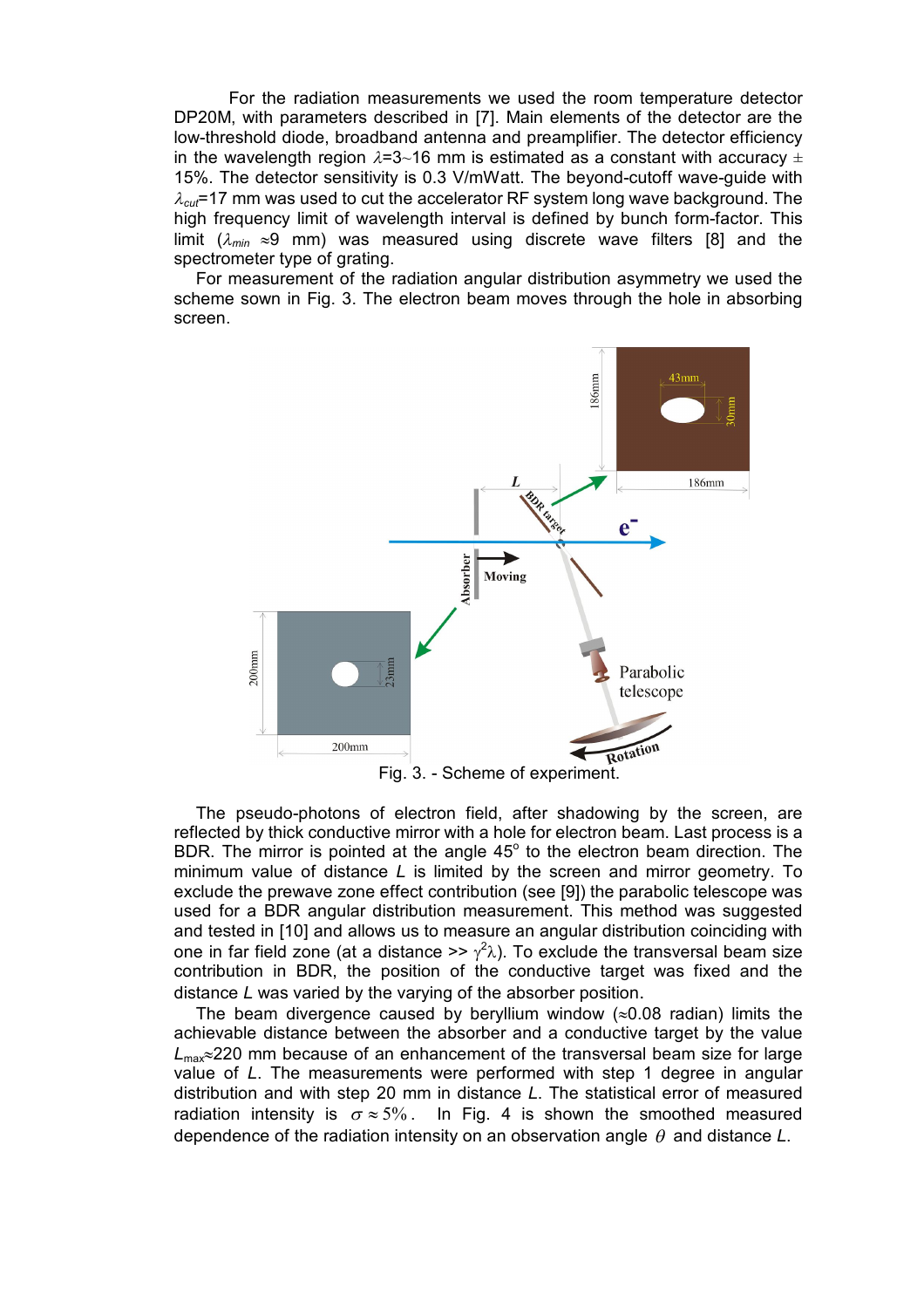For the radiation measurements we used the room temperature detector DP20M, with parameters described in [7]. Main elements of the detector are the low-threshold diode, broadband antenna and preamplifier. The detector efficiency in the wavelength region $\lambda$=3~16 mm is estimated as a constant with accuracy $\pm$ 15%. The detector sensitivity is 0.3 V/mWatt. The beyond-cutoff wave-guide with $\lambda_{cut}$=17 mm was used to cut the accelerator RF system long wave background. The high frequency limit of wavelength interval is defined by bunch form-factor. This limit ($\lambda_{min}$ ≈9 mm) was measured using discrete wave filters [8] and the spectrometer type of grating.

For measurement of the radiation angular distribution asymmetry we used the scheme sown in Fig. 3. The electron beam moves through the hole in absorbing screen.

Fig. 3. - Scheme of experiment.

The pseudo-photons of electron field, after shadowing by the screen, are reflected by thick conductive mirror with a hole for electron beam. Last process is a BDR. The mirror is pointed at the angle 45° to the electron beam direction. The minimum value of distance *L* is limited by the screen and mirror geometry. To exclude the prewave zone effect contribution (see [9]) the parabolic telescope was used for a BDR angular distribution measurement. This method was suggested and tested in [10] and allows us to measure an angular distribution coinciding with one in far field zone (at a distance >> $\gamma^2\lambda$). To exclude the transversal beam size contribution in BDR, the position of the conductive target was fixed and the distance *L* was varied by the varying of the absorber position.

The beam divergence caused by beryllium window (≈0.08 radian) limits the achievable distance between the absorber and a conductive target by the value $L_{max}$≈220 mm because of an enhancement of the transversal beam size for large value of *L*. The measurements were performed with step 1 degree in angular distribution and with step 20 mm in distance *L*. The statistical error of measured radiation intensity is $\sigma \approx 5\%$. In Fig. 4 is shown the smoothed measured dependence of the radiation intensity on an observation angle $\theta$ and distance *L*.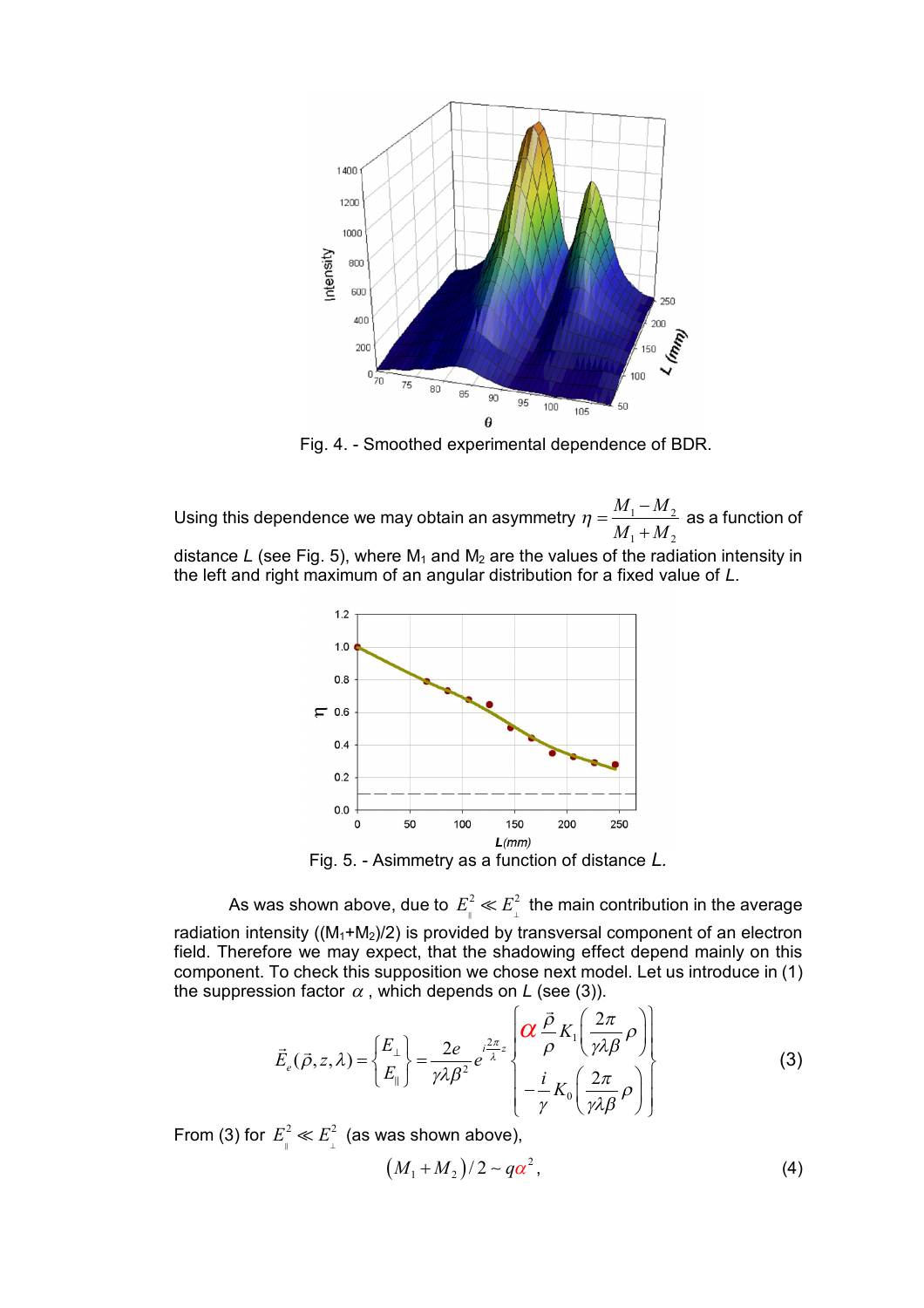Fig. 4. - Smoothed experimental dependence of BDR.

Using this dependence we may obtain an asymmetry $\eta = \dfrac{M_1 - M_2}{M_1 + M_2}$ as a function of distance $L$ (see Fig. 5), where $M_1$ and $M_2$ are the values of the radiation intensity in the left and right maximum of an angular distribution for a fixed value of $L$.

Fig. 5. - Asimmetry as a function of distance $L$.

As was shown above, due to $E_{\parallel}^2 \ll E_{\perp}^2$ the main contribution in the average radiation intensity ($(M_1+M_2)/2$) is provided by transversal component of an electron field. Therefore we may expect, that the shadowing effect depend mainly on this component. To check this supposition we chose next model. Let us introduce in (1) the suppression factor $\alpha$, which depends on $L$ (see (3)).

$$\vec{E}_e(\vec{\rho}, z, \lambda) = \begin{Bmatrix} E_{\perp} \\ E_{\parallel} \end{Bmatrix} = \frac{2e}{\gamma \lambda \beta^2} e^{i\frac{2\pi}{\lambda}z} \begin{Bmatrix} \alpha \dfrac{\vec{\rho}}{\rho} K_1\left(\dfrac{2\pi}{\gamma\lambda\beta}\rho\right) \\ -\dfrac{i}{\gamma} K_0\left(\dfrac{2\pi}{\gamma\lambda\beta}\rho\right) \end{Bmatrix} \tag{3}$$

From (3) for $E_{\parallel}^2 \ll E_{\perp}^2$ (as was shown above),

$$\left(M_1 + M_2\right)/2 \sim q\alpha^2, \tag{4}$$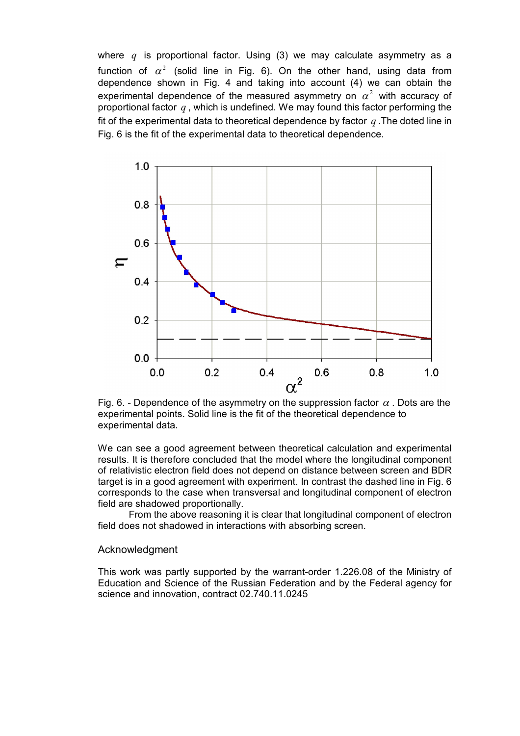where $q$ is proportional factor. Using (3) we may calculate asymmetry as a function of $\alpha^2$ (solid line in Fig. 6). On the other hand, using data from dependence shown in Fig. 4 and taking into account (4) we can obtain the experimental dependence of the measured asymmetry on $\alpha^2$ with accuracy of proportional factor $q$, which is undefined. We may found this factor performing the fit of the experimental data to theoretical dependence by factor $q$. The doted line in Fig. 6 is the fit of the experimental data to theoretical dependence.

Fig. 6. - Dependence of the asymmetry on the suppression factor $\alpha$. Dots are the experimental points. Solid line is the fit of the theoretical dependence to experimental data.

We can see a good agreement between theoretical calculation and experimental results. It is therefore concluded that the model where the longitudinal component of relativistic electron field does not depend on distance between screen and BDR target is in a good agreement with experiment. In contrast the dashed line in Fig. 6 corresponds to the case when transversal and longitudinal component of electron field are shadowed proportionally.

From the above reasoning it is clear that longitudinal component of electron field does not shadowed in interactions with absorbing screen.

## Acknowledgment

This work was partly supported by the warrant-order 1.226.08 of the Ministry of Education and Science of the Russian Federation and by the Federal agency for science and innovation, contract 02.740.11.0245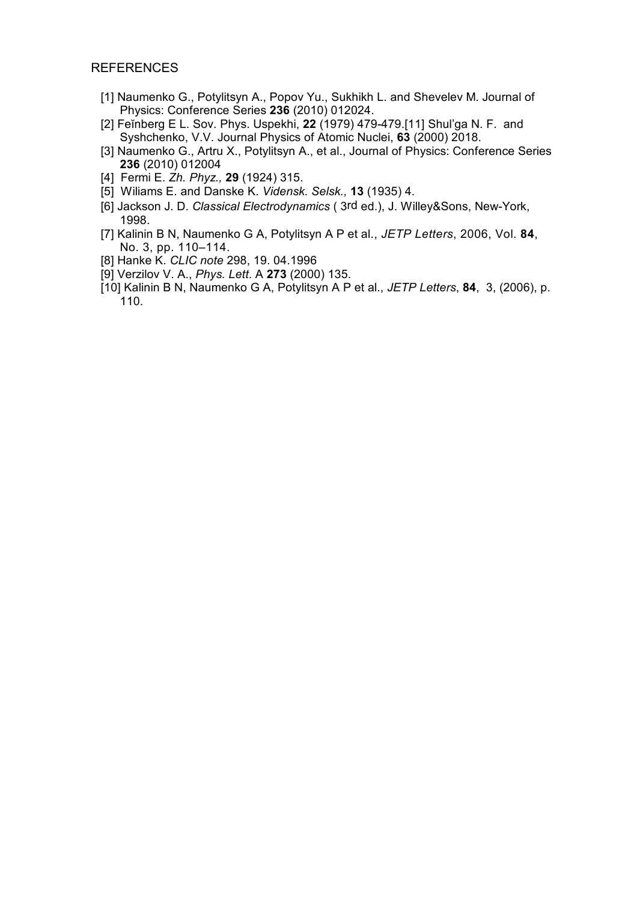REFERENCES

[1] Naumenko G., Potylitsyn A., Popov Yu., Sukhikh L. and Shevelev M. Journal of Physics: Conference Series **236** (2010) 012024.

[2] Feĭnberg E L. Sov. Phys. Uspekhi, **22** (1979) 479-479.[11] Shul'ga N. F. and Syshchenko, V.V. Journal Physics of Atomic Nuclei, **63** (2000) 2018.

[3] Naumenko G., Artru X., Potylitsyn A., et al., Journal of Physics: Conference Series **236** (2010) 012004

[4] Fermi E. *Zh. Phyz.,* **29** (1924) 315.

[5] Wiliams E. and Danske K. *Vidensk. Selsk.,* **13** (1935) 4.

[6] Jackson J. D. *Classical Electrodynamics* ( 3rd ed.), J. Willey&Sons, New-York, 1998.

[7] Kalinin B N, Naumenko G A, Potylitsyn A P et al., *JETP Letters*, 2006, Vol. **84**, No. 3, pp. 110–114.

[8] Hanke K. *CLIC note* 298, 19. 04.1996

[9] Verzilov V. A., *Phys. Lett.* A **273** (2000) 135.

[10] Kalinin B N, Naumenko G A, Potylitsyn A P et al., *JETP Letters*, **84**, 3, (2006), p. 110.